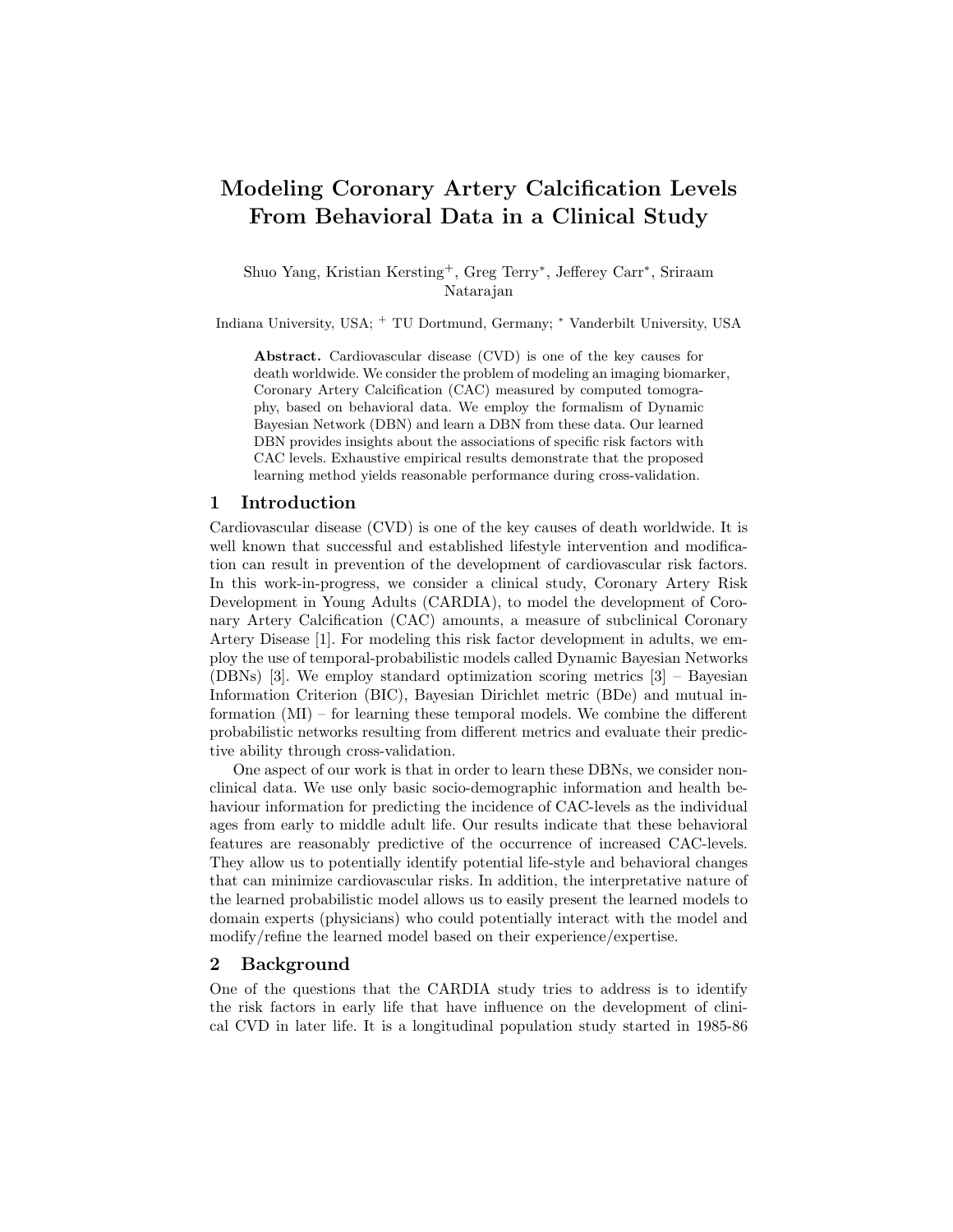# Modeling Coronary Artery Calcification Levels From Behavioral Data in a Clinical Study

Shuo Yang, Kristian Kersting[+], Greg Terry[*], Jefferey Carr[*], Sriraam Natarajan

Indiana University, USA; [+] TU Dortmund, Germany; [*] Vanderbilt University, USA

**Abstract.** Cardiovascular disease (CVD) is one of the key causes for death worldwide. We consider the problem of modeling an imaging biomarker, Coronary Artery Calcification (CAC) measured by computed tomography, based on behavioral data. We employ the formalism of Dynamic Bayesian Network (DBN) and learn a DBN from these data. Our learned DBN provides insights about the associations of specific risk factors with CAC levels. Exhaustive empirical results demonstrate that the proposed learning method yields reasonable performance during cross-validation.

## 1 Introduction

Cardiovascular disease (CVD) is one of the key causes of death worldwide. It is well known that successful and established lifestyle intervention and modification can result in prevention of the development of cardiovascular risk factors. In this work-in-progress, we consider a clinical study, Coronary Artery Risk Development in Young Adults (CARDIA), to model the development of Coronary Artery Calcification (CAC) amounts, a measure of subclinical Coronary Artery Disease [1]. For modeling this risk factor development in adults, we employ the use of temporal-probabilistic models called Dynamic Bayesian Networks (DBNs) [3]. We employ standard optimization scoring metrics [3] – Bayesian Information Criterion (BIC), Bayesian Dirichlet metric (BDe) and mutual information (MI) – for learning these temporal models. We combine the different probabilistic networks resulting from different metrics and evaluate their predictive ability through cross-validation.

One aspect of our work is that in order to learn these DBNs, we consider non-clinical data. We use only basic socio-demographic information and health behaviour information for predicting the incidence of CAC-levels as the individual ages from early to middle adult life. Our results indicate that these behavioral features are reasonably predictive of the occurrence of increased CAC-levels. They allow us to potentially identify potential life-style and behavioral changes that can minimize cardiovascular risks. In addition, the interpretative nature of the learned probabilistic model allows us to easily present the learned models to domain experts (physicians) who could potentially interact with the model and modify/refine the learned model based on their experience/expertise.

## 2 Background

One of the questions that the CARDIA study tries to address is to identify the risk factors in early life that have influence on the development of clinical CVD in later life. It is a longitudinal population study started in 1985-86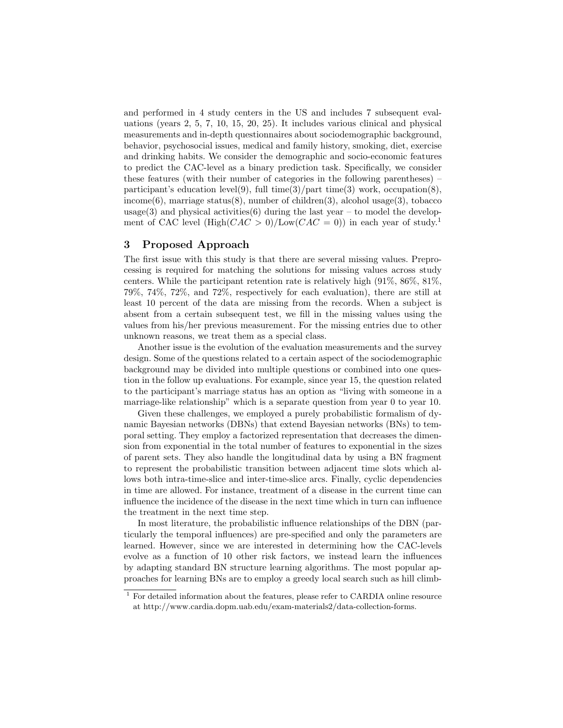and performed in 4 study centers in the US and includes 7 subsequent evaluations (years 2, 5, 7, 10, 15, 20, 25). It includes various clinical and physical measurements and in-depth questionnaires about sociodemographic background, behavior, psychosocial issues, medical and family history, smoking, diet, exercise and drinking habits. We consider the demographic and socio-economic features to predict the CAC-level as a binary prediction task. Specifically, we consider these features (with their number of categories in the following parentheses) – participant's education level(9), full time(3)/part time(3) work, occupation(8), income(6), marriage status(8), number of children(3), alcohol usage(3), tobacco usage(3) and physical activities(6) during the last year – to model the development of CAC level (High($CAC > 0$)/Low($CAC = 0$)) in each year of study.[1]

## 3 Proposed Approach

The first issue with this study is that there are several missing values. Preprocessing is required for matching the solutions for missing values across study centers. While the participant retention rate is relatively high (91%, 86%, 81%, 79%, 74%, 72%, and 72%, respectively for each evaluation), there are still at least 10 percent of the data are missing from the records. When a subject is absent from a certain subsequent test, we fill in the missing values using the values from his/her previous measurement. For the missing entries due to other unknown reasons, we treat them as a special class.

Another issue is the evolution of the evaluation measurements and the survey design. Some of the questions related to a certain aspect of the sociodemographic background may be divided into multiple questions or combined into one question in the follow up evaluations. For example, since year 15, the question related to the participant's marriage status has an option as "living with someone in a marriage-like relationship" which is a separate question from year 0 to year 10.

Given these challenges, we employed a purely probabilistic formalism of dynamic Bayesian networks (DBNs) that extend Bayesian networks (BNs) to temporal setting. They employ a factorized representation that decreases the dimension from exponential in the total number of features to exponential in the sizes of parent sets. They also handle the longitudinal data by using a BN fragment to represent the probabilistic transition between adjacent time slots which allows both intra-time-slice and inter-time-slice arcs. Finally, cyclic dependencies in time are allowed. For instance, treatment of a disease in the current time can influence the incidence of the disease in the next time which in turn can influence the treatment in the next time step.

In most literature, the probabilistic influence relationships of the DBN (particularly the temporal influences) are pre-specified and only the parameters are learned. However, since we are interested in determining how the CAC-levels evolve as a function of 10 other risk factors, we instead learn the influences by adapting standard BN structure learning algorithms. The most popular approaches for learning BNs are to employ a greedy local search such as hill climb-

[1] For detailed information about the features, please refer to CARDIA online resource at http://www.cardia.dopm.uab.edu/exam-materials2/data-collection-forms.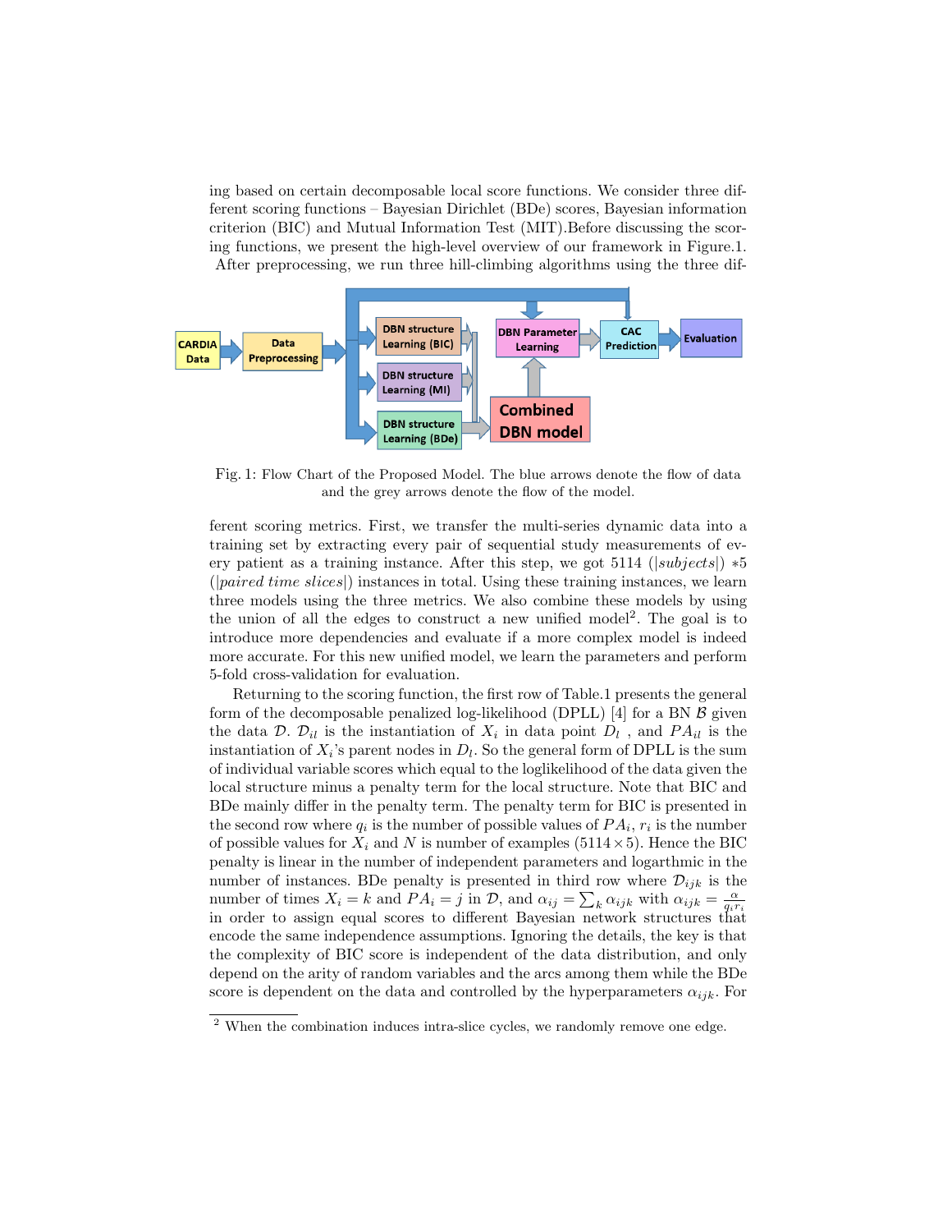ing based on certain decomposable local score functions. We consider three different scoring functions – Bayesian Dirichlet (BDe) scores, Bayesian information criterion (BIC) and Mutual Information Test (MIT).Before discussing the scoring functions, we present the high-level overview of our framework in Figure.1. After preprocessing, we run three hill-climbing algorithms using the three different scoring metrics. First, we transfer the multi-series dynamic data into a training set by extracting every pair of sequential study measurements of every patient as a training instance. After this step, we got 5114 ($|subjects|$) $*5$ ($|paired\ time\ slices|$) instances in total. Using these training instances, we learn three models using the three metrics. We also combine these models by using the union of all the edges to construct a new unified model[2]. The goal is to introduce more dependencies and evaluate if a more complex model is indeed more accurate. For this new unified model, we learn the parameters and perform 5-fold cross-validation for evaluation.

Fig. 1: Flow Chart of the Proposed Model. The blue arrows denote the flow of data and the grey arrows denote the flow of the model.

Returning to the scoring function, the first row of Table.1 presents the general form of the decomposable penalized log-likelihood (DPLL) [4] for a BN $\mathcal{B}$ given the data $\mathcal{D}$. $\mathcal{D}_{il}$ is the instantiation of $X_i$ in data point $D_l$ , and $PA_{il}$ is the instantiation of $X_i$'s parent nodes in $D_l$. So the general form of DPLL is the sum of individual variable scores which equal to the loglikelihood of the data given the local structure minus a penalty term for the local structure. Note that BIC and BDe mainly differ in the penalty term. The penalty term for BIC is presented in the second row where $q_i$ is the number of possible values of $PA_i$, $r_i$ is the number of possible values for $X_i$ and $N$ is number of examples ($5114 \times 5$). Hence the BIC penalty is linear in the number of independent parameters and logarthmic in the number of instances. BDe penalty is presented in third row where $\mathcal{D}_{ijk}$ is the number of times $X_i = k$ and $PA_i = j$ in $\mathcal{D}$, and $\alpha_{ij} = \sum_k \alpha_{ijk}$ with $\alpha_{ijk} = \frac{\alpha}{q_i r_i}$ in order to assign equal scores to different Bayesian network structures that encode the same independence assumptions. Ignoring the details, the key is that the complexity of BIC score is independent of the data distribution, and only depend on the arity of random variables and the arcs among them while the BDe score is dependent on the data and controlled by the hyperparameters $\alpha_{ijk}$. For

[2] When the combination induces intra-slice cycles, we randomly remove one edge.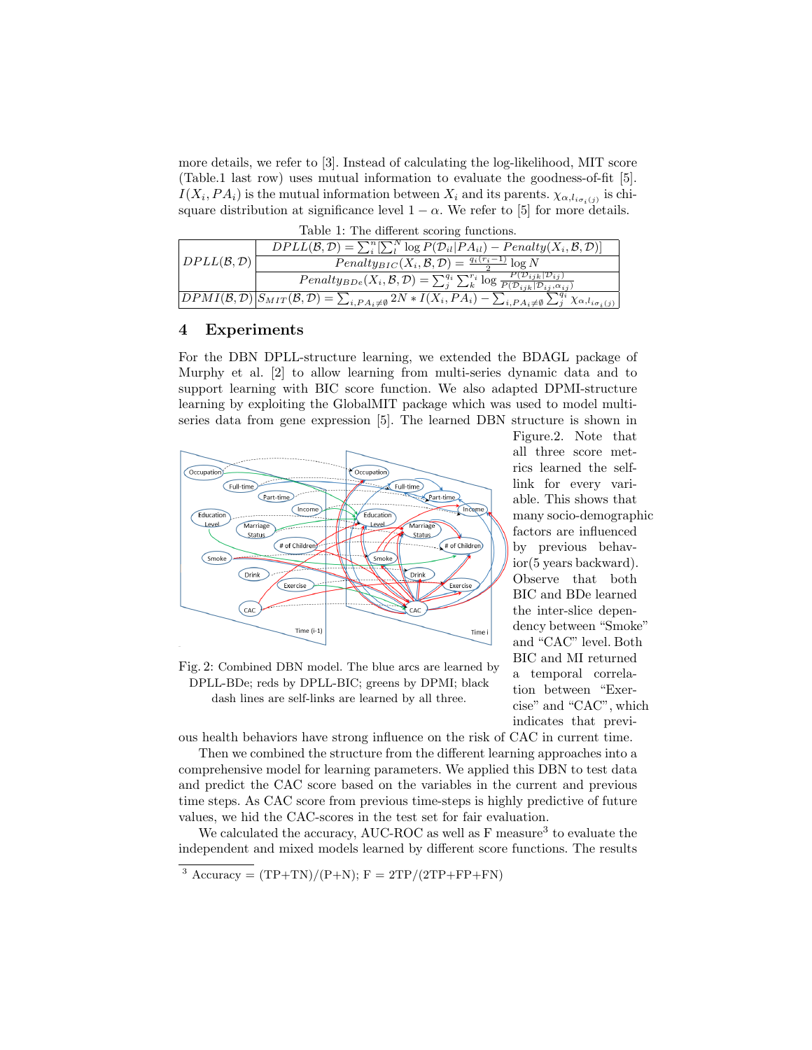more details, we refer to [3]. Instead of calculating the log-likelihood, MIT score (Table.1 last row) uses mutual information to evaluate the goodness-of-fit [5]. $I(X_i, PA_i)$ is the mutual information between $X_i$ and its parents. $\chi_{\alpha,l_{i\sigma_i(j)}}$ is chi-square distribution at significance level $1-\alpha$. We refer to [5] for more details.

Table 1: The different scoring functions.

| | |
|---|---|
| $DPLL(\mathcal{B},\mathcal{D})$ | $DPLL(\mathcal{B},\mathcal{D}) = \sum_i^n [\sum_l^N \log P(\mathcal{D}_{il}\|PA_{il}) - Penalty(X_i,\mathcal{B},\mathcal{D})]$ |
| | $Penalty_{BIC}(X_i,\mathcal{B},\mathcal{D}) = \frac{q_i(r_i-1)}{2}\log N$ |
| | $Penalty_{BDe}(X_i,\mathcal{B},\mathcal{D}) = \sum_j^{q_i}\sum_k^{r_i}\log\frac{P(\mathcal{D}_{ijk}\|\mathcal{D}_{ij})}{P(\mathcal{D}_{ijk}\|\mathcal{D}_{ij},\alpha_{ij})}$ |
| $DPMI(\mathcal{B},\mathcal{D})$ | $S_{MIT}(\mathcal{B},\mathcal{D}) = \sum_{i,PA_i\neq\emptyset} 2N * I(X_i,PA_i) - \sum_{i,PA_i\neq\emptyset}\sum_j^{q_i}\chi_{\alpha,l_{i\sigma_i(j)}}$ |

## 4 Experiments

For the DBN DPLL-structure learning, we extended the BDAGL package of Murphy et al. [2] to allow learning from multi-series dynamic data and to support learning with BIC score function. We also adapted DPMI-structure learning by exploiting the GlobalMIT package which was used to model multi-series data from gene expression [5]. The learned DBN structure is shown in Figure.2. Note that all three score metrics learned the self-link for every variable. This shows that many socio-demographic factors are influenced by previous behavior(5 years backward). Observe that both BIC and BDe learned the inter-slice dependency between "Smoke" and "CAC" level. Both BIC and MI returned a temporal correlation between "Exercise" and "CAC", which indicates that previous health behaviors have strong influence on the risk of CAC in current time.

Fig. 2: Combined DBN model. The blue arcs are learned by DPLL-BDe; reds by DPLL-BIC; greens by DPMI; black dash lines are self-links are learned by all three.

Then we combined the structure from the different learning approaches into a comprehensive model for learning parameters. We applied this DBN to test data and predict the CAC score based on the variables in the current and previous time steps. As CAC score from previous time-steps is highly predictive of future values, we hid the CAC-scores in the test set for fair evaluation.

We calculated the accuracy, AUC-ROC as well as F measure[3] to evaluate the independent and mixed models learned by different score functions. The results

[3] Accuracy = (TP+TN)/(P+N); F = 2TP/(2TP+FP+FN)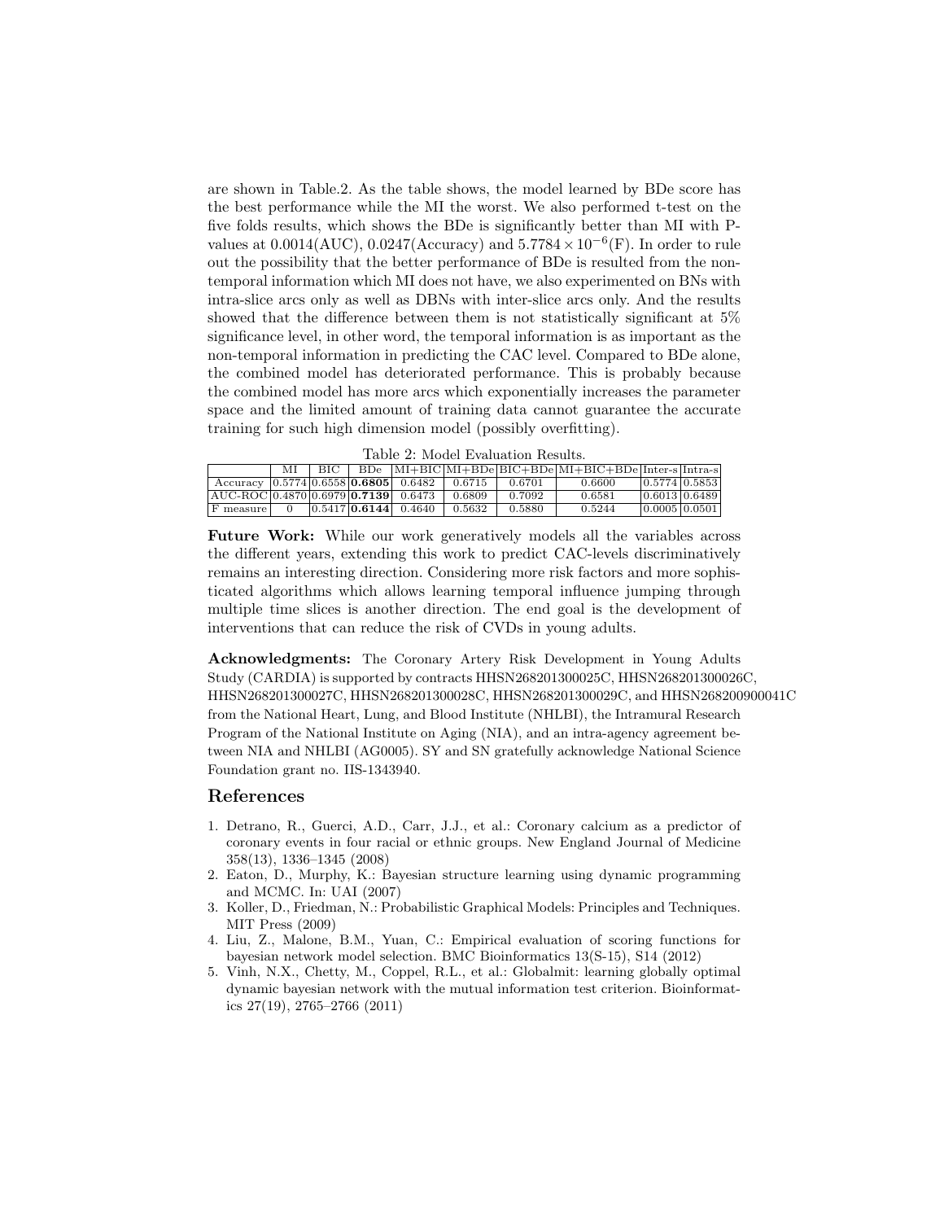are shown in Table.2. As the table shows, the model learned by BDe score has the best performance while the MI the worst. We also performed t-test on the five folds results, which shows the BDe is significantly better than MI with P-values at 0.0014(AUC), 0.0247(Accuracy) and $5.7784 \times 10^{-6}$(F). In order to rule out the possibility that the better performance of BDe is resulted from the non-temporal information which MI does not have, we also experimented on BNs with intra-slice arcs only as well as DBNs with inter-slice arcs only. And the results showed that the difference between them is not statistically significant at 5% significance level, in other word, the temporal information is as important as the non-temporal information in predicting the CAC level. Compared to BDe alone, the combined model has deteriorated performance. This is probably because the combined model has more arcs which exponentially increases the parameter space and the limited amount of training data cannot guarantee the accurate training for such high dimension model (possibly overfitting).

Table 2: Model Evaluation Results.

| | MI | BIC | BDe | MI+BIC | MI+BDe | BIC+BDe | MI+BIC+BDe | Inter-s | Intra-s |
|---|---|---|---|---|---|---|---|---|---|
| Accuracy | 0.5774 | 0.6558 | **0.6805** | 0.6482 | 0.6715 | 0.6701 | 0.6600 | 0.5774 | 0.5853 |
| AUC-ROC | 0.4870 | 0.6979 | **0.7139** | 0.6473 | 0.6809 | 0.7092 | 0.6581 | 0.6013 | 0.6489 |
| F measure | 0 | 0.5417 | **0.6144** | 0.4640 | 0.5632 | 0.5880 | 0.5244 | 0.0005 | 0.0501 |

**Future Work:** While our work generatively models all the variables across the different years, extending this work to predict CAC-levels discriminatively remains an interesting direction. Considering more risk factors and more sophisticated algorithms which allows learning temporal influence jumping through multiple time slices is another direction. The end goal is the development of interventions that can reduce the risk of CVDs in young adults.

**Acknowledgments:** The Coronary Artery Risk Development in Young Adults Study (CARDIA) is supported by contracts HHSN268201300025C, HHSN268201300026C, HHSN268201300027C, HHSN268201300028C, HHSN268201300029C, and HHSN268200900041C from the National Heart, Lung, and Blood Institute (NHLBI), the Intramural Research Program of the National Institute on Aging (NIA), and an intra-agency agreement between NIA and NHLBI (AG0005). SY and SN gratefully acknowledge National Science Foundation grant no. IIS-1343940.

## References

1. Detrano, R., Guerci, A.D., Carr, J.J., et al.: Coronary calcium as a predictor of coronary events in four racial or ethnic groups. New England Journal of Medicine 358(13), 1336–1345 (2008)
2. Eaton, D., Murphy, K.: Bayesian structure learning using dynamic programming and MCMC. In: UAI (2007)
3. Koller, D., Friedman, N.: Probabilistic Graphical Models: Principles and Techniques. MIT Press (2009)
4. Liu, Z., Malone, B.M., Yuan, C.: Empirical evaluation of scoring functions for bayesian network model selection. BMC Bioinformatics 13(S-15), S14 (2012)
5. Vinh, N.X., Chetty, M., Coppel, R.L., et al.: Globalmit: learning globally optimal dynamic bayesian network with the mutual information test criterion. Bioinformatics 27(19), 2765–2766 (2011)